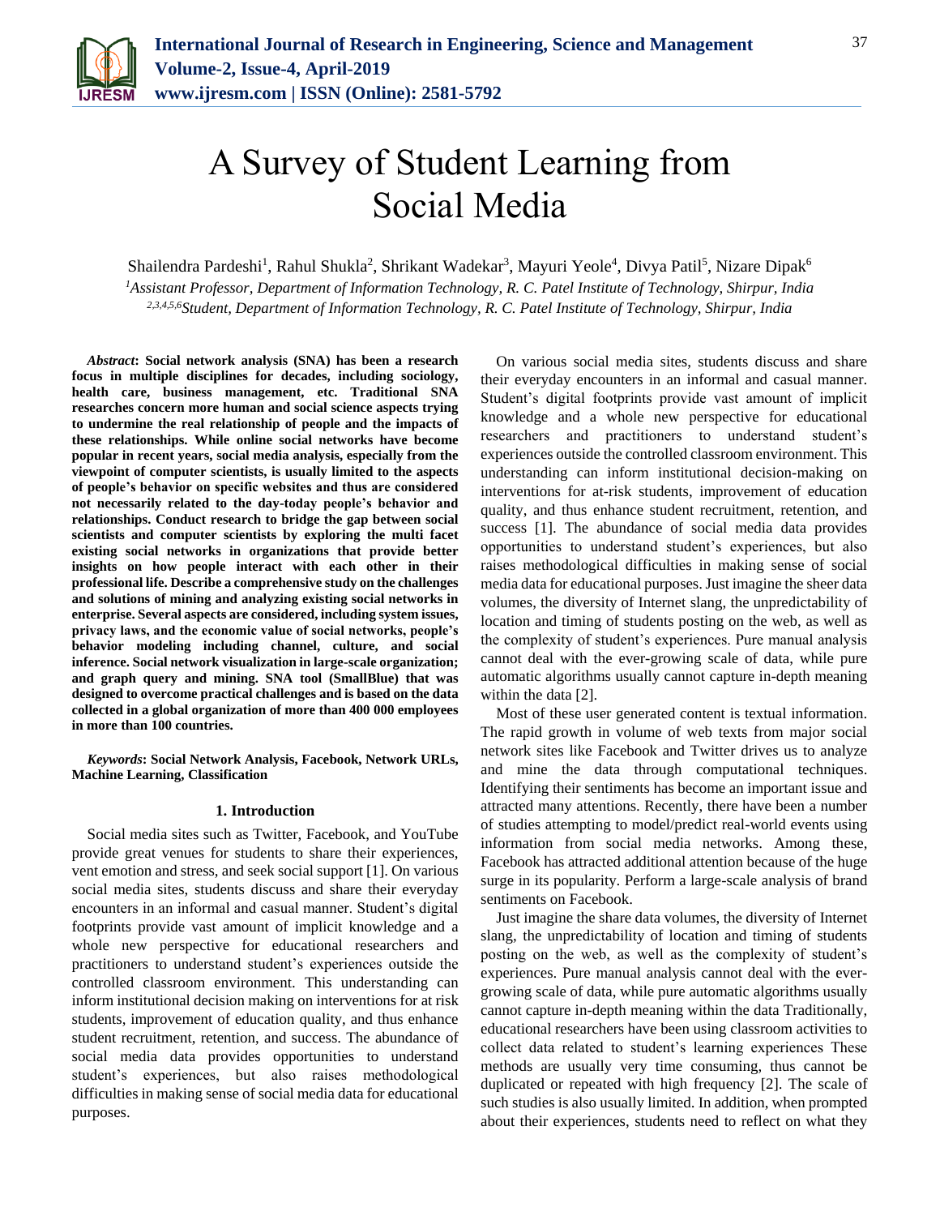# A Survey of Student Learning from Social Media

Shailendra Pardeshi[1], Rahul Shukla[2], Shrikant Wadekar[3], Mayuri Yeole[4], Divya Patil[5], Nizare Dipak[6]

[1]*Assistant Professor, Department of Information Technology, R. C. Patel Institute of Technology, Shirpur, India*
[2,3,4,5,6]*Student, Department of Information Technology, R. C. Patel Institute of Technology, Shirpur, India*

***Abstract*: Social network analysis (SNA) has been a research focus in multiple disciplines for decades, including sociology, health care, business management, etc. Traditional SNA researches concern more human and social science aspects trying to undermine the real relationship of people and the impacts of these relationships. While online social networks have become popular in recent years, social media analysis, especially from the viewpoint of computer scientists, is usually limited to the aspects of people's behavior on specific websites and thus are considered not necessarily related to the day-today people's behavior and relationships. Conduct research to bridge the gap between social scientists and computer scientists by exploring the multi facet existing social networks in organizations that provide better insights on how people interact with each other in their professional life. Describe a comprehensive study on the challenges and solutions of mining and analyzing existing social networks in enterprise. Several aspects are considered, including system issues, privacy laws, and the economic value of social networks, people's behavior modeling including channel, culture, and social inference. Social network visualization in large-scale organization; and graph query and mining. SNA tool (SmallBlue) that was designed to overcome practical challenges and is based on the data collected in a global organization of more than 400 000 employees in more than 100 countries.**

***Keywords*: Social Network Analysis, Facebook, Network URLs, Machine Learning, Classification**

## 1. Introduction

Social media sites such as Twitter, Facebook, and YouTube provide great venues for students to share their experiences, vent emotion and stress, and seek social support [1]. On various social media sites, students discuss and share their everyday encounters in an informal and casual manner. Student's digital footprints provide vast amount of implicit knowledge and a whole new perspective for educational researchers and practitioners to understand student's experiences outside the controlled classroom environment. This understanding can inform institutional decision making on interventions for at risk students, improvement of education quality, and thus enhance student recruitment, retention, and success. The abundance of social media data provides opportunities to understand student's experiences, but also raises methodological difficulties in making sense of social media data for educational purposes.

On various social media sites, students discuss and share their everyday encounters in an informal and casual manner. Student's digital footprints provide vast amount of implicit knowledge and a whole new perspective for educational researchers and practitioners to understand student's experiences outside the controlled classroom environment. This understanding can inform institutional decision-making on interventions for at-risk students, improvement of education quality, and thus enhance student recruitment, retention, and success [1]. The abundance of social media data provides opportunities to understand student's experiences, but also raises methodological difficulties in making sense of social media data for educational purposes. Just imagine the sheer data volumes, the diversity of Internet slang, the unpredictability of location and timing of students posting on the web, as well as the complexity of student's experiences. Pure manual analysis cannot deal with the ever-growing scale of data, while pure automatic algorithms usually cannot capture in-depth meaning within the data [2].

Most of these user generated content is textual information. The rapid growth in volume of web texts from major social network sites like Facebook and Twitter drives us to analyze and mine the data through computational techniques. Identifying their sentiments has become an important issue and attracted many attentions. Recently, there have been a number of studies attempting to model/predict real-world events using information from social media networks. Among these, Facebook has attracted additional attention because of the huge surge in its popularity. Perform a large-scale analysis of brand sentiments on Facebook.

Just imagine the share data volumes, the diversity of Internet slang, the unpredictability of location and timing of students posting on the web, as well as the complexity of student's experiences. Pure manual analysis cannot deal with the ever-growing scale of data, while pure automatic algorithms usually cannot capture in-depth meaning within the data Traditionally, educational researchers have been using classroom activities to collect data related to student's learning experiences These methods are usually very time consuming, thus cannot be duplicated or repeated with high frequency [2]. The scale of such studies is also usually limited. In addition, when prompted about their experiences, students need to reflect on what they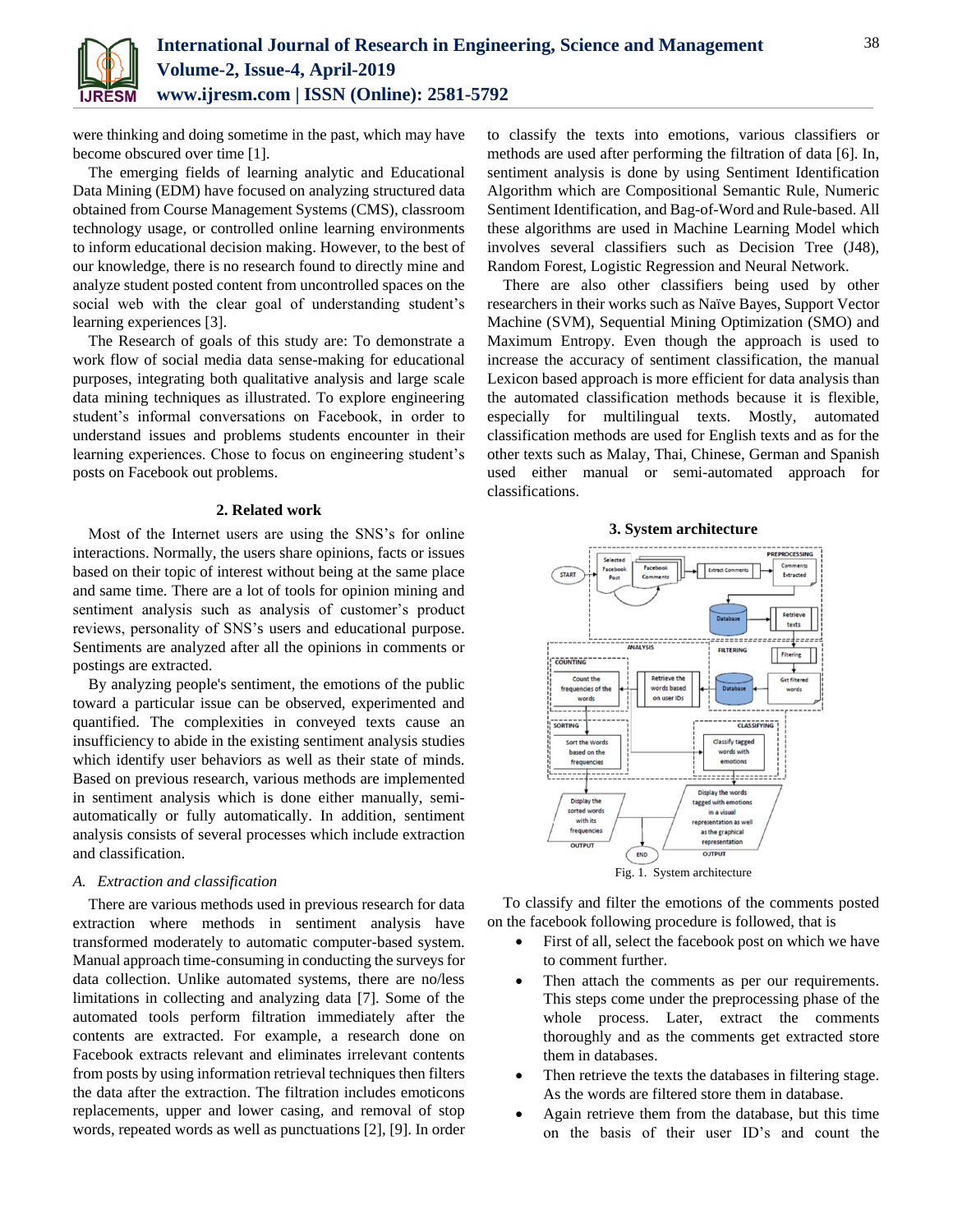were thinking and doing sometime in the past, which may have become obscured over time [1].

The emerging fields of learning analytic and Educational Data Mining (EDM) have focused on analyzing structured data obtained from Course Management Systems (CMS), classroom technology usage, or controlled online learning environments to inform educational decision making. However, to the best of our knowledge, there is no research found to directly mine and analyze student posted content from uncontrolled spaces on the social web with the clear goal of understanding student's learning experiences [3].

The Research of goals of this study are: To demonstrate a work flow of social media data sense-making for educational purposes, integrating both qualitative analysis and large scale data mining techniques as illustrated. To explore engineering student's informal conversations on Facebook, in order to understand issues and problems students encounter in their learning experiences. Chose to focus on engineering student's posts on Facebook out problems.

## 2. Related work

Most of the Internet users are using the SNS's for online interactions. Normally, the users share opinions, facts or issues based on their topic of interest without being at the same place and same time. There are a lot of tools for opinion mining and sentiment analysis such as analysis of customer's product reviews, personality of SNS's users and educational purpose. Sentiments are analyzed after all the opinions in comments or postings are extracted.

By analyzing people's sentiment, the emotions of the public toward a particular issue can be observed, experimented and quantified. The complexities in conveyed texts cause an insufficiency to abide in the existing sentiment analysis studies which identify user behaviors as well as their state of minds. Based on previous research, various methods are implemented in sentiment analysis which is done either manually, semi-automatically or fully automatically. In addition, sentiment analysis consists of several processes which include extraction and classification.

### *A. Extraction and classification*

There are various methods used in previous research for data extraction where methods in sentiment analysis have transformed moderately to automatic computer-based system. Manual approach time-consuming in conducting the surveys for data collection. Unlike automated systems, there are no/less limitations in collecting and analyzing data [7]. Some of the automated tools perform filtration immediately after the contents are extracted. For example, a research done on Facebook extracts relevant and eliminates irrelevant contents from posts by using information retrieval techniques then filters the data after the extraction. The filtration includes emoticons replacements, upper and lower casing, and removal of stop words, repeated words as well as punctuations [2], [9]. In order to classify the texts into emotions, various classifiers or methods are used after performing the filtration of data [6]. In, sentiment analysis is done by using Sentiment Identification Algorithm which are Compositional Semantic Rule, Numeric Sentiment Identification, and Bag-of-Word and Rule-based. All these algorithms are used in Machine Learning Model which involves several classifiers such as Decision Tree (J48), Random Forest, Logistic Regression and Neural Network.

There are also other classifiers being used by other researchers in their works such as Naïve Bayes, Support Vector Machine (SVM), Sequential Mining Optimization (SMO) and Maximum Entropy. Even though the approach is used to increase the accuracy of sentiment classification, the manual Lexicon based approach is more efficient for data analysis than the automated classification methods because it is flexible, especially for multilingual texts. Mostly, automated classification methods are used for English texts and as for the other texts such as Malay, Thai, Chinese, German and Spanish used either manual or semi-automated approach for classifications.

## 3. System architecture

Fig. 1. System architecture

To classify and filter the emotions of the comments posted on the facebook following procedure is followed, that is

- First of all, select the facebook post on which we have to comment further.
- Then attach the comments as per our requirements. This steps come under the preprocessing phase of the whole process. Later, extract the comments thoroughly and as the comments get extracted store them in databases.
- Then retrieve the texts the databases in filtering stage. As the words are filtered store them in database.
- Again retrieve them from the database, but this time on the basis of their user ID's and count the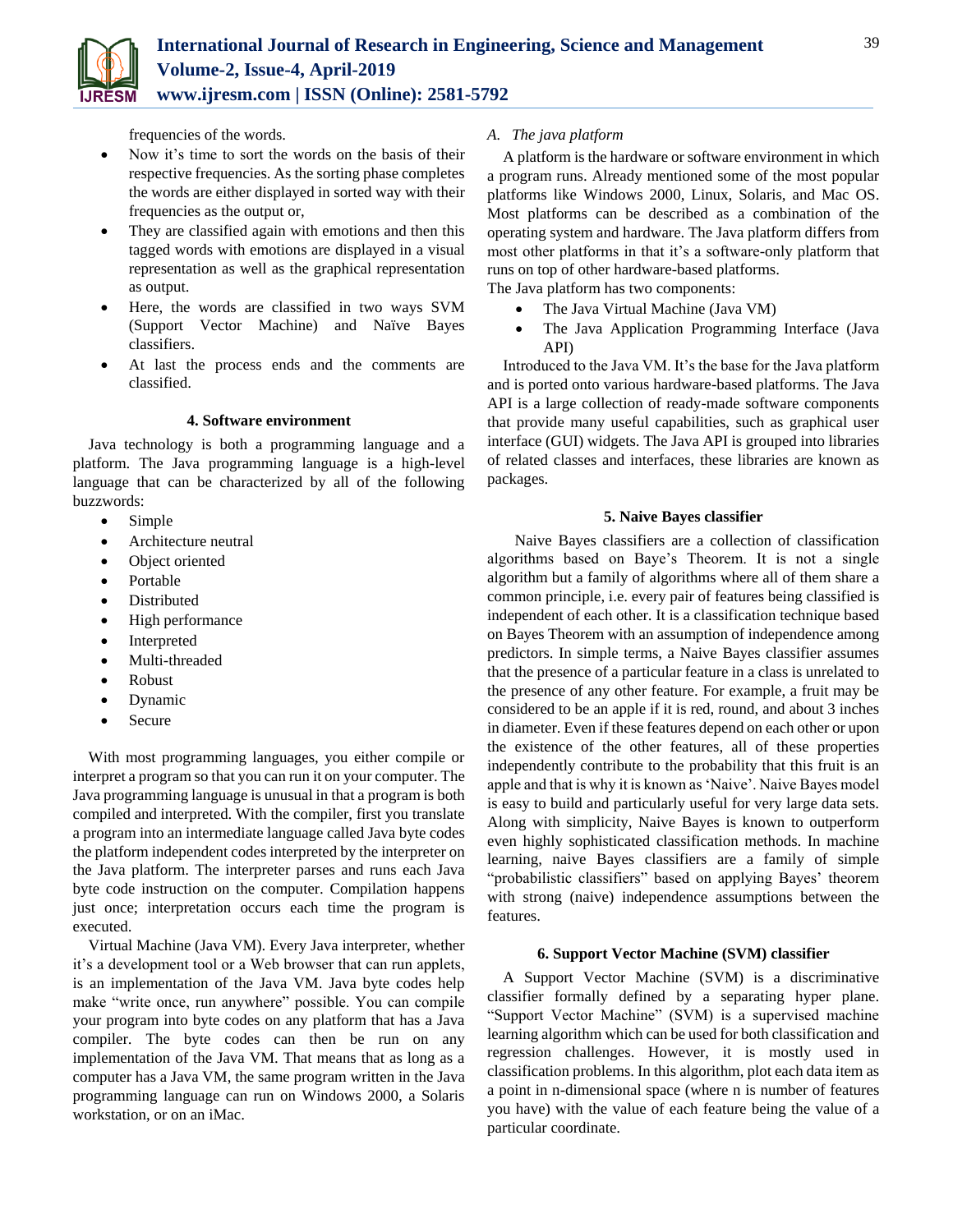frequencies of the words.

- Now it's time to sort the words on the basis of their respective frequencies. As the sorting phase completes the words are either displayed in sorted way with their frequencies as the output or,
- They are classified again with emotions and then this tagged words with emotions are displayed in a visual representation as well as the graphical representation as output.
- Here, the words are classified in two ways SVM (Support Vector Machine) and Naïve Bayes classifiers.
- At last the process ends and the comments are classified.

## 4. Software environment

Java technology is both a programming language and a platform. The Java programming language is a high-level language that can be characterized by all of the following buzzwords:

- Simple
- Architecture neutral
- Object oriented
- Portable
- Distributed
- High performance
- Interpreted
- Multi-threaded
- Robust
- Dynamic
- Secure

With most programming languages, you either compile or interpret a program so that you can run it on your computer. The Java programming language is unusual in that a program is both compiled and interpreted. With the compiler, first you translate a program into an intermediate language called Java byte codes the platform independent codes interpreted by the interpreter on the Java platform. The interpreter parses and runs each Java byte code instruction on the computer. Compilation happens just once; interpretation occurs each time the program is executed.

Virtual Machine (Java VM). Every Java interpreter, whether it's a development tool or a Web browser that can run applets, is an implementation of the Java VM. Java byte codes help make "write once, run anywhere" possible. You can compile your program into byte codes on any platform that has a Java compiler. The byte codes can then be run on any implementation of the Java VM. That means that as long as a computer has a Java VM, the same program written in the Java programming language can run on Windows 2000, a Solaris workstation, or on an iMac.

### *A. The java platform*

A platform is the hardware or software environment in which a program runs. Already mentioned some of the most popular platforms like Windows 2000, Linux, Solaris, and Mac OS. Most platforms can be described as a combination of the operating system and hardware. The Java platform differs from most other platforms in that it's a software-only platform that runs on top of other hardware-based platforms.

The Java platform has two components:

- The Java Virtual Machine (Java VM)
- The Java Application Programming Interface (Java API)

Introduced to the Java VM. It's the base for the Java platform and is ported onto various hardware-based platforms. The Java API is a large collection of ready-made software components that provide many useful capabilities, such as graphical user interface (GUI) widgets. The Java API is grouped into libraries of related classes and interfaces, these libraries are known as packages.

## 5. Naive Bayes classifier

Naive Bayes classifiers are a collection of classification algorithms based on Baye's Theorem. It is not a single algorithm but a family of algorithms where all of them share a common principle, i.e. every pair of features being classified is independent of each other. It is a classification technique based on Bayes Theorem with an assumption of independence among predictors. In simple terms, a Naive Bayes classifier assumes that the presence of a particular feature in a class is unrelated to the presence of any other feature. For example, a fruit may be considered to be an apple if it is red, round, and about 3 inches in diameter. Even if these features depend on each other or upon the existence of the other features, all of these properties independently contribute to the probability that this fruit is an apple and that is why it is known as 'Naive'. Naive Bayes model is easy to build and particularly useful for very large data sets. Along with simplicity, Naive Bayes is known to outperform even highly sophisticated classification methods. In machine learning, naive Bayes classifiers are a family of simple "probabilistic classifiers" based on applying Bayes' theorem with strong (naive) independence assumptions between the features.

## 6. Support Vector Machine (SVM) classifier

A Support Vector Machine (SVM) is a discriminative classifier formally defined by a separating hyper plane. "Support Vector Machine" (SVM) is a supervised machine learning algorithm which can be used for both classification and regression challenges. However, it is mostly used in classification problems. In this algorithm, plot each data item as a point in n-dimensional space (where n is number of features you have) with the value of each feature being the value of a particular coordinate.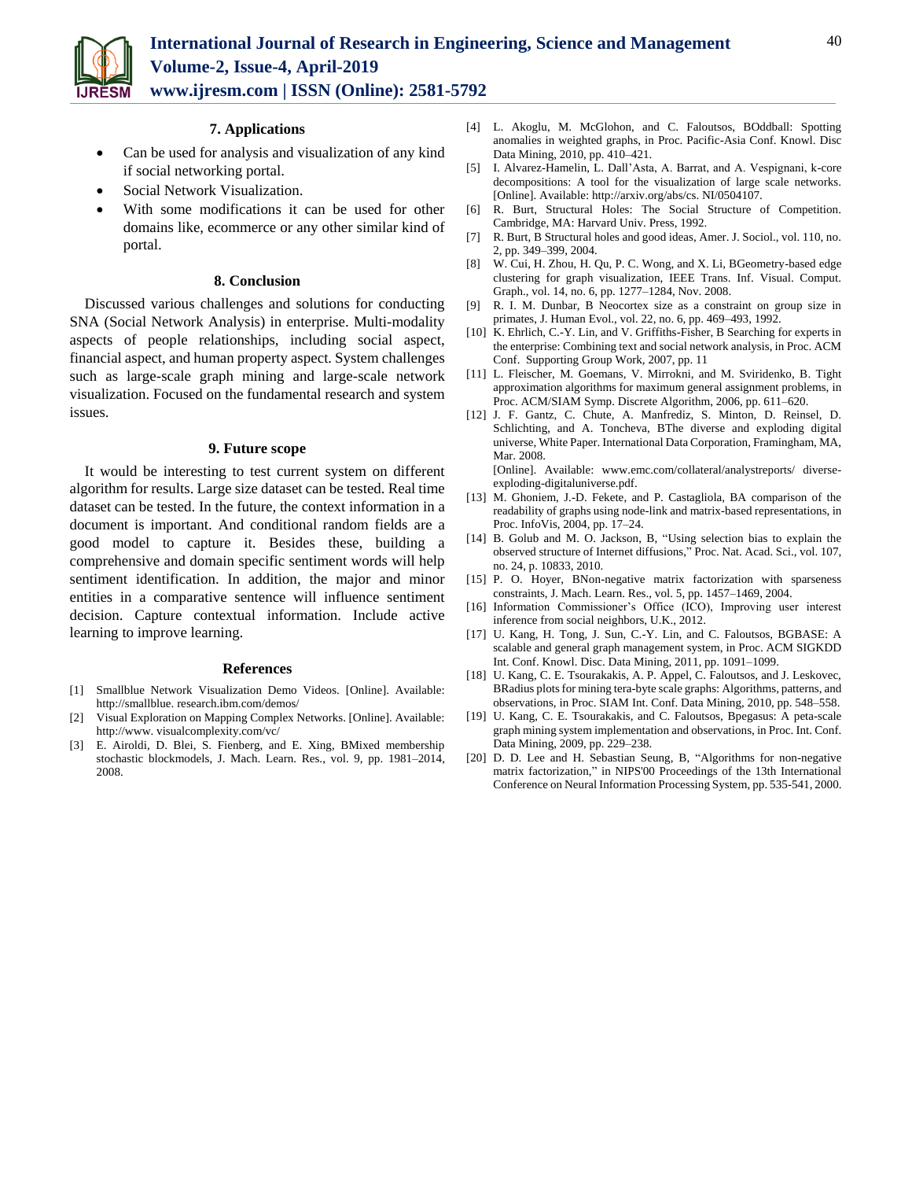## 7. Applications

- Can be used for analysis and visualization of any kind if social networking portal.
- Social Network Visualization.
- With some modifications it can be used for other domains like, ecommerce or any other similar kind of portal.

## 8. Conclusion

Discussed various challenges and solutions for conducting SNA (Social Network Analysis) in enterprise. Multi-modality aspects of people relationships, including social aspect, financial aspect, and human property aspect. System challenges such as large-scale graph mining and large-scale network visualization. Focused on the fundamental research and system issues.

## 9. Future scope

It would be interesting to test current system on different algorithm for results. Large size dataset can be tested. Real time dataset can be tested. In the future, the context information in a document is important. And conditional random fields are a good model to capture it. Besides these, building a comprehensive and domain specific sentiment words will help sentiment identification. In addition, the major and minor entities in a comparative sentence will influence sentiment decision. Capture contextual information. Include active learning to improve learning.

## References

[1] Smallblue Network Visualization Demo Videos. [Online]. Available: http://smallblue. research.ibm.com/demos/

[2] Visual Exploration on Mapping Complex Networks. [Online]. Available: http://www. visualcomplexity.com/vc/

[3] E. Airoldi, D. Blei, S. Fienberg, and E. Xing, BMixed membership stochastic blockmodels, J. Mach. Learn. Res., vol. 9, pp. 1981–2014, 2008.

[4] L. Akoglu, M. McGlohon, and C. Faloutsos, BOddball: Spotting anomalies in weighted graphs, in Proc. Pacific-Asia Conf. Knowl. Disc Data Mining, 2010, pp. 410–421.

[5] I. Alvarez-Hamelin, L. Dall'Asta, A. Barrat, and A. Vespignani, k-core decompositions: A tool for the visualization of large scale networks. [Online]. Available: http://arxiv.org/abs/cs. NI/0504107.

[6] R. Burt, Structural Holes: The Social Structure of Competition. Cambridge, MA: Harvard Univ. Press, 1992.

[7] R. Burt, B Structural holes and good ideas, Amer. J. Sociol., vol. 110, no. 2, pp. 349–399, 2004.

[8] W. Cui, H. Zhou, H. Qu, P. C. Wong, and X. Li, BGeometry-based edge clustering for graph visualization, IEEE Trans. Inf. Visual. Comput. Graph., vol. 14, no. 6, pp. 1277–1284, Nov. 2008.

[9] R. I. M. Dunbar, B Neocortex size as a constraint on group size in primates, J. Human Evol., vol. 22, no. 6, pp. 469–493, 1992.

[10] K. Ehrlich, C.-Y. Lin, and V. Griffiths-Fisher, B Searching for experts in the enterprise: Combining text and social network analysis, in Proc. ACM Conf. Supporting Group Work, 2007, pp. 11

[11] L. Fleischer, M. Goemans, V. Mirrokni, and M. Sviridenko, B. Tight approximation algorithms for maximum general assignment problems, in Proc. ACM/SIAM Symp. Discrete Algorithm, 2006, pp. 611–620.

[12] J. F. Gantz, C. Chute, A. Manfrediz, S. Minton, D. Reinsel, D. Schlichting, and A. Toncheva, BThe diverse and exploding digital universe, White Paper. International Data Corporation, Framingham, MA, Mar. 2008.
[Online]. Available: www.emc.com/collateral/analystreports/ diverse-exploding-digitaluniverse.pdf.

[13] M. Ghoniem, J.-D. Fekete, and P. Castagliola, BA comparison of the readability of graphs using node-link and matrix-based representations, in Proc. InfoVis, 2004, pp. 17–24.

[14] B. Golub and M. O. Jackson, B, "Using selection bias to explain the observed structure of Internet diffusions," Proc. Nat. Acad. Sci., vol. 107, no. 24, p. 10833, 2010.

[15] P. O. Hoyer, BNon-negative matrix factorization with sparseness constraints, J. Mach. Learn. Res., vol. 5, pp. 1457–1469, 2004.

[16] Information Commissioner's Office (ICO), Improving user interest inference from social neighbors, U.K., 2012.

[17] U. Kang, H. Tong, J. Sun, C.-Y. Lin, and C. Faloutsos, BGBASE: A scalable and general graph management system, in Proc. ACM SIGKDD Int. Conf. Knowl. Disc. Data Mining, 2011, pp. 1091–1099.

[18] U. Kang, C. E. Tsourakakis, A. P. Appel, C. Faloutsos, and J. Leskovec, BRadius plots for mining tera-byte scale graphs: Algorithms, patterns, and observations, in Proc. SIAM Int. Conf. Data Mining, 2010, pp. 548–558.

[19] U. Kang, C. E. Tsourakakis, and C. Faloutsos, Bpegasus: A peta-scale graph mining system implementation and observations, in Proc. Int. Conf. Data Mining, 2009, pp. 229–238.

[20] D. D. Lee and H. Sebastian Seung, B, "Algorithms for non-negative matrix factorization," in NIPS'00 Proceedings of the 13th International Conference on Neural Information Processing System, pp. 535-541, 2000.